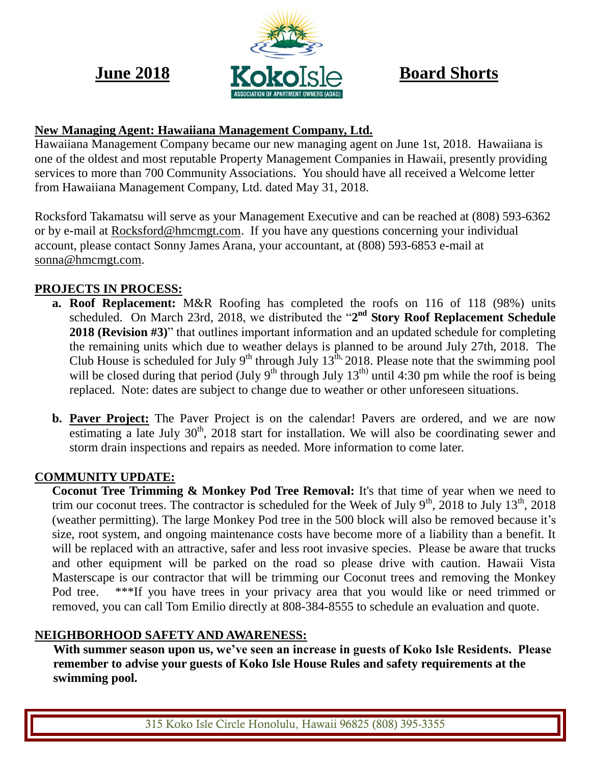**June 2018** **KokoIsle** ASSOCIATION OF APARTMENT OWNERS (AOAO) **Board Shorts**

## New Managing Agent: Hawaiiana Management Company, Ltd.

Hawaiiana Management Company became our new managing agent on June 1st, 2018. Hawaiiana is one of the oldest and most reputable Property Management Companies in Hawaii, presently providing services to more than 700 Community Associations. You should have all received a Welcome letter from Hawaiiana Management Company, Ltd. dated May 31, 2018.

Rocksford Takamatsu will serve as your Management Executive and can be reached at (808) 593-6362 or by e-mail at Rocksford@hmcmgt.com. If you have any questions concerning your individual account, please contact Sonny James Arana, your accountant, at (808) 593-6853 e-mail at sonna@hmcmgt.com.

## PROJECTS IN PROCESS:

a. **Roof Replacement:** M&R Roofing has completed the roofs on 116 of 118 (98%) units scheduled. On March 23rd, 2018, we distributed the "**2nd Story Roof Replacement Schedule 2018 (Revision #3)**" that outlines important information and an updated schedule for completing the remaining units which due to weather delays is planned to be around July 27th, 2018. The Club House is scheduled for July 9th through July 13th, 2018. Please note that the swimming pool will be closed during that period (July 9th through July 13th) until 4:30 pm while the roof is being replaced. Note: dates are subject to change due to weather or other unforeseen situations.

b. **Paver Project:** The Paver Project is on the calendar! Pavers are ordered, and we are now estimating a late July 30th, 2018 start for installation. We will also be coordinating sewer and storm drain inspections and repairs as needed. More information to come later.

## COMMUNITY UPDATE:

**Coconut Tree Trimming & Monkey Pod Tree Removal:** It's that time of year when we need to trim our coconut trees. The contractor is scheduled for the Week of July 9th, 2018 to July 13th, 2018 (weather permitting). The large Monkey Pod tree in the 500 block will also be removed because it's size, root system, and ongoing maintenance costs have become more of a liability than a benefit. It will be replaced with an attractive, safer and less root invasive species. Please be aware that trucks and other equipment will be parked on the road so please drive with caution. Hawaii Vista Masterscape is our contractor that will be trimming our Coconut trees and removing the Monkey Pod tree. ***If you have trees in your privacy area that you would like or need trimmed or removed, you can call Tom Emilio directly at 808-384-8555 to schedule an evaluation and quote.

## NEIGHBORHOOD SAFETY AND AWARENESS:

**With summer season upon us, we've seen an increase in guests of Koko Isle Residents. Please remember to advise your guests of Koko Isle House Rules and safety requirements at the swimming pool.**

315 Koko Isle Circle Honolulu, Hawaii 96825 (808) 395-3355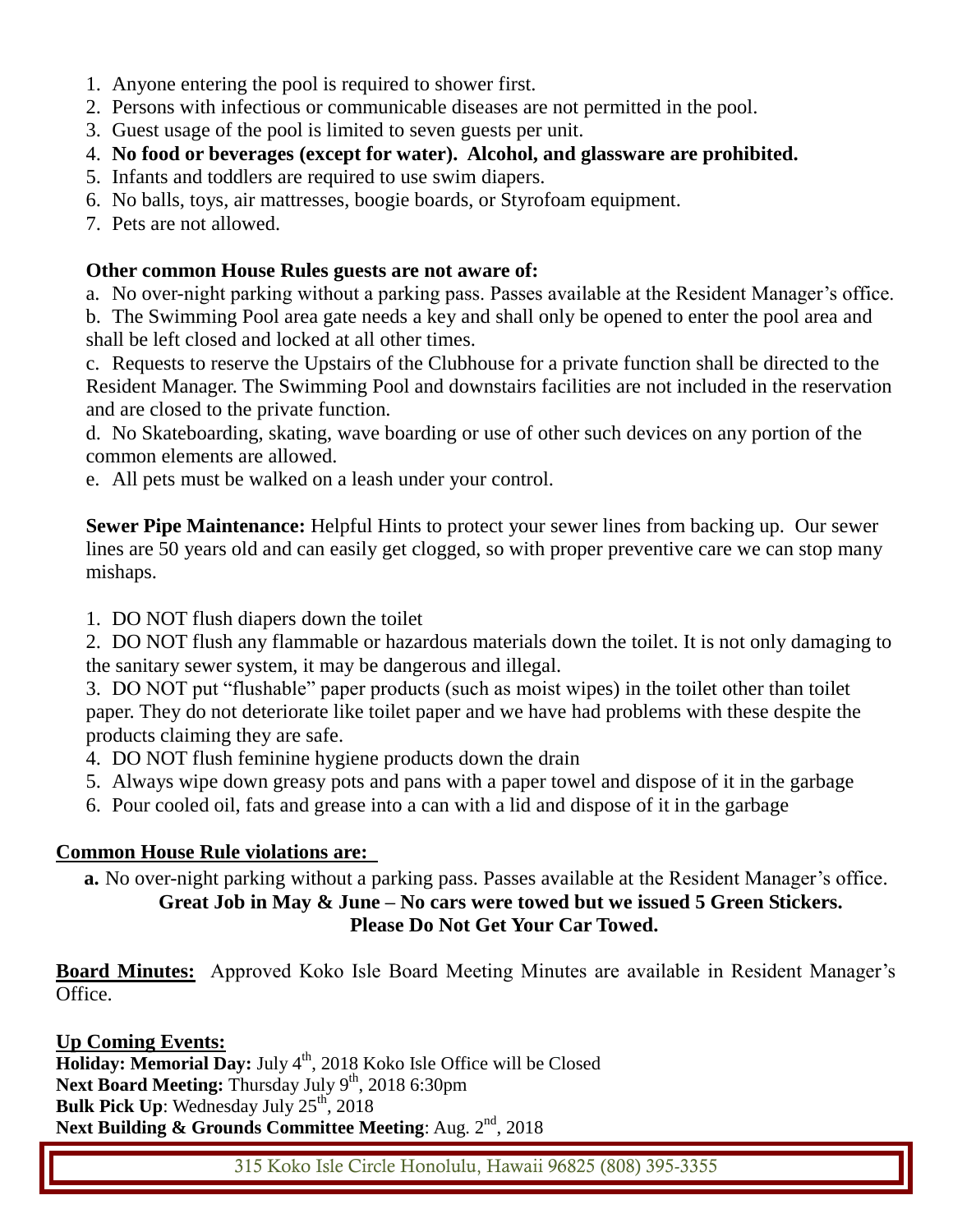1. Anyone entering the pool is required to shower first.
2. Persons with infectious or communicable diseases are not permitted in the pool.
3. Guest usage of the pool is limited to seven guests per unit.
4. **No food or beverages (except for water). Alcohol, and glassware are prohibited.**
5. Infants and toddlers are required to use swim diapers.
6. No balls, toys, air mattresses, boogie boards, or Styrofoam equipment.
7. Pets are not allowed.

**Other common House Rules guests are not aware of:**

a. No over-night parking without a parking pass. Passes available at the Resident Manager's office.

b. The Swimming Pool area gate needs a key and shall only be opened to enter the pool area and shall be left closed and locked at all other times.

c. Requests to reserve the Upstairs of the Clubhouse for a private function shall be directed to the Resident Manager. The Swimming Pool and downstairs facilities are not included in the reservation and are closed to the private function.

d. No Skateboarding, skating, wave boarding or use of other such devices on any portion of the common elements are allowed.

e. All pets must be walked on a leash under your control.

**Sewer Pipe Maintenance:** Helpful Hints to protect your sewer lines from backing up. Our sewer lines are 50 years old and can easily get clogged, so with proper preventive care we can stop many mishaps.

1. DO NOT flush diapers down the toilet
2. DO NOT flush any flammable or hazardous materials down the toilet. It is not only damaging to the sanitary sewer system, it may be dangerous and illegal.
3. DO NOT put "flushable" paper products (such as moist wipes) in the toilet other than toilet paper. They do not deteriorate like toilet paper and we have had problems with these despite the products claiming they are safe.
4. DO NOT flush feminine hygiene products down the drain
5. Always wipe down greasy pots and pans with a paper towel and dispose of it in the garbage
6. Pour cooled oil, fats and grease into a can with a lid and dispose of it in the garbage

**Common House Rule violations are:**

**a.** No over-night parking without a parking pass. Passes available at the Resident Manager's office.

**Great Job in May & June – No cars were towed but we issued 5 Green Stickers.**
**Please Do Not Get Your Car Towed.**

**Board Minutes:** Approved Koko Isle Board Meeting Minutes are available in Resident Manager's Office.

**Up Coming Events:**

**Holiday: Memorial Day:** July 4th, 2018 Koko Isle Office will be Closed
**Next Board Meeting:** Thursday July 9th, 2018 6:30pm
**Bulk Pick Up**: Wednesday July 25th, 2018
**Next Building & Grounds Committee Meeting**: Aug. 2nd, 2018

315 Koko Isle Circle Honolulu, Hawaii 96825 (808) 395-3355